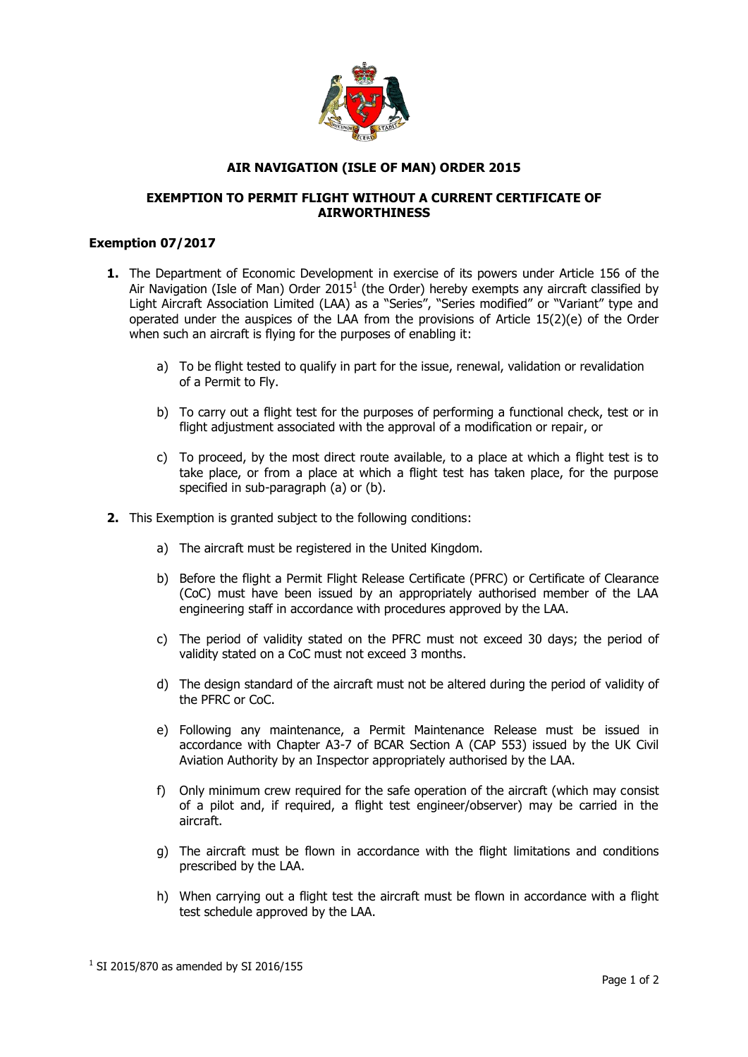# AIR NAVIGATION (ISLE OF MAN) ORDER 2015

## EXEMPTION TO PERMIT FLIGHT WITHOUT A CURRENT CERTIFICATE OF AIRWORTHINESS

### Exemption 07/2017

**1.** The Department of Economic Development in exercise of its powers under Article 156 of the Air Navigation (Isle of Man) Order 2015[1] (the Order) hereby exempts any aircraft classified by Light Aircraft Association Limited (LAA) as a "Series", "Series modified" or "Variant" type and operated under the auspices of the LAA from the provisions of Article 15(2)(e) of the Order when such an aircraft is flying for the purposes of enabling it:

a) To be flight tested to qualify in part for the issue, renewal, validation or revalidation of a Permit to Fly.

b) To carry out a flight test for the purposes of performing a functional check, test or in flight adjustment associated with the approval of a modification or repair, or

c) To proceed, by the most direct route available, to a place at which a flight test is to take place, or from a place at which a flight test has taken place, for the purpose specified in sub-paragraph (a) or (b).

**2.** This Exemption is granted subject to the following conditions:

a) The aircraft must be registered in the United Kingdom.

b) Before the flight a Permit Flight Release Certificate (PFRC) or Certificate of Clearance (CoC) must have been issued by an appropriately authorised member of the LAA engineering staff in accordance with procedures approved by the LAA.

c) The period of validity stated on the PFRC must not exceed 30 days; the period of validity stated on a CoC must not exceed 3 months.

d) The design standard of the aircraft must not be altered during the period of validity of the PFRC or CoC.

e) Following any maintenance, a Permit Maintenance Release must be issued in accordance with Chapter A3-7 of BCAR Section A (CAP 553) issued by the UK Civil Aviation Authority by an Inspector appropriately authorised by the LAA.

f) Only minimum crew required for the safe operation of the aircraft (which may consist of a pilot and, if required, a flight test engineer/observer) may be carried in the aircraft.

g) The aircraft must be flown in accordance with the flight limitations and conditions prescribed by the LAA.

h) When carrying out a flight test the aircraft must be flown in accordance with a flight test schedule approved by the LAA.

[1] SI 2015/870 as amended by SI 2016/155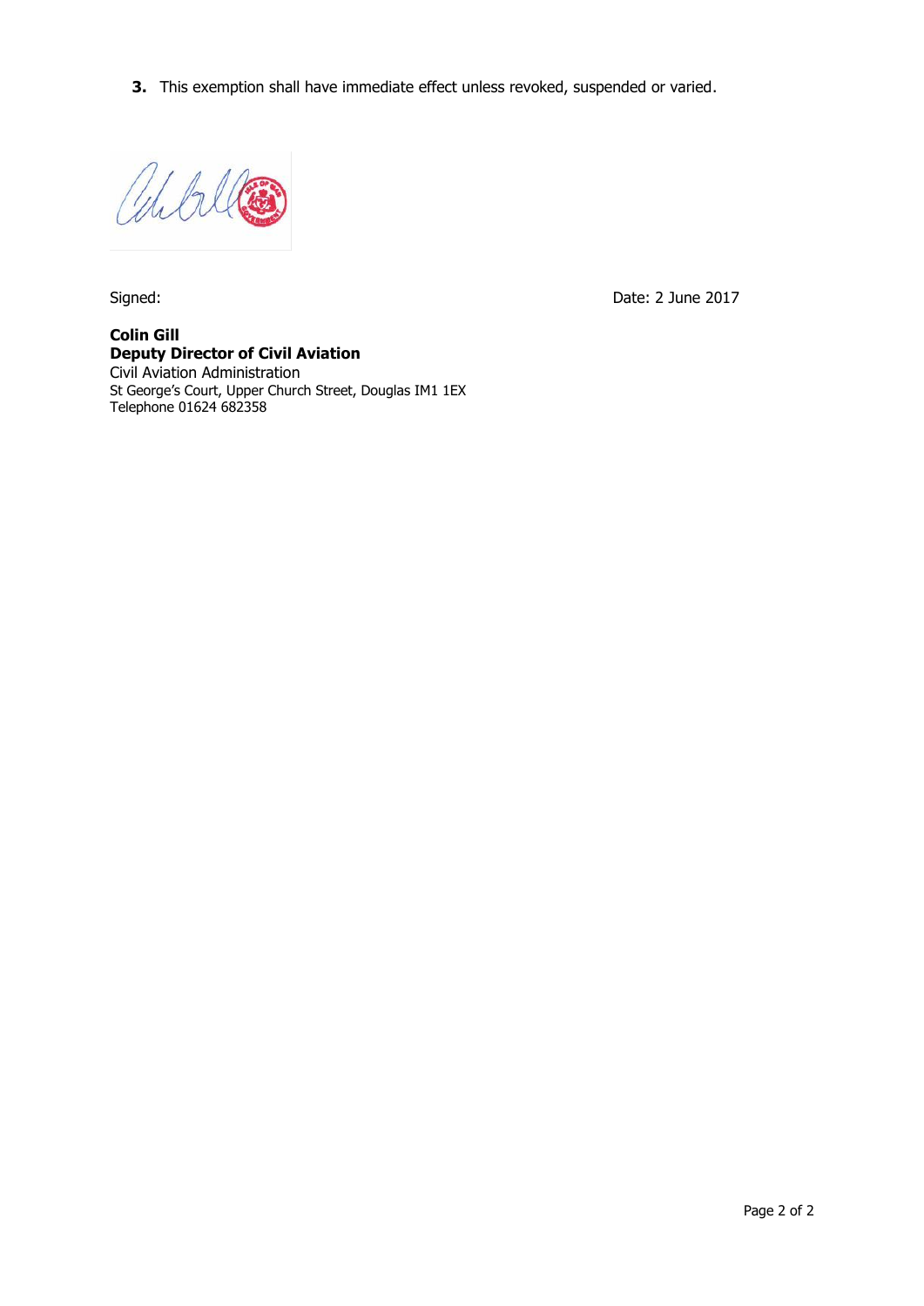**3.** This exemption shall have immediate effect unless revoked, suspended or varied.

Signed: Date: 2 June 2017

**Colin Gill**
**Deputy Director of Civil Aviation**
Civil Aviation Administration
St George's Court, Upper Church Street, Douglas IM1 1EX
Telephone 01624 682358